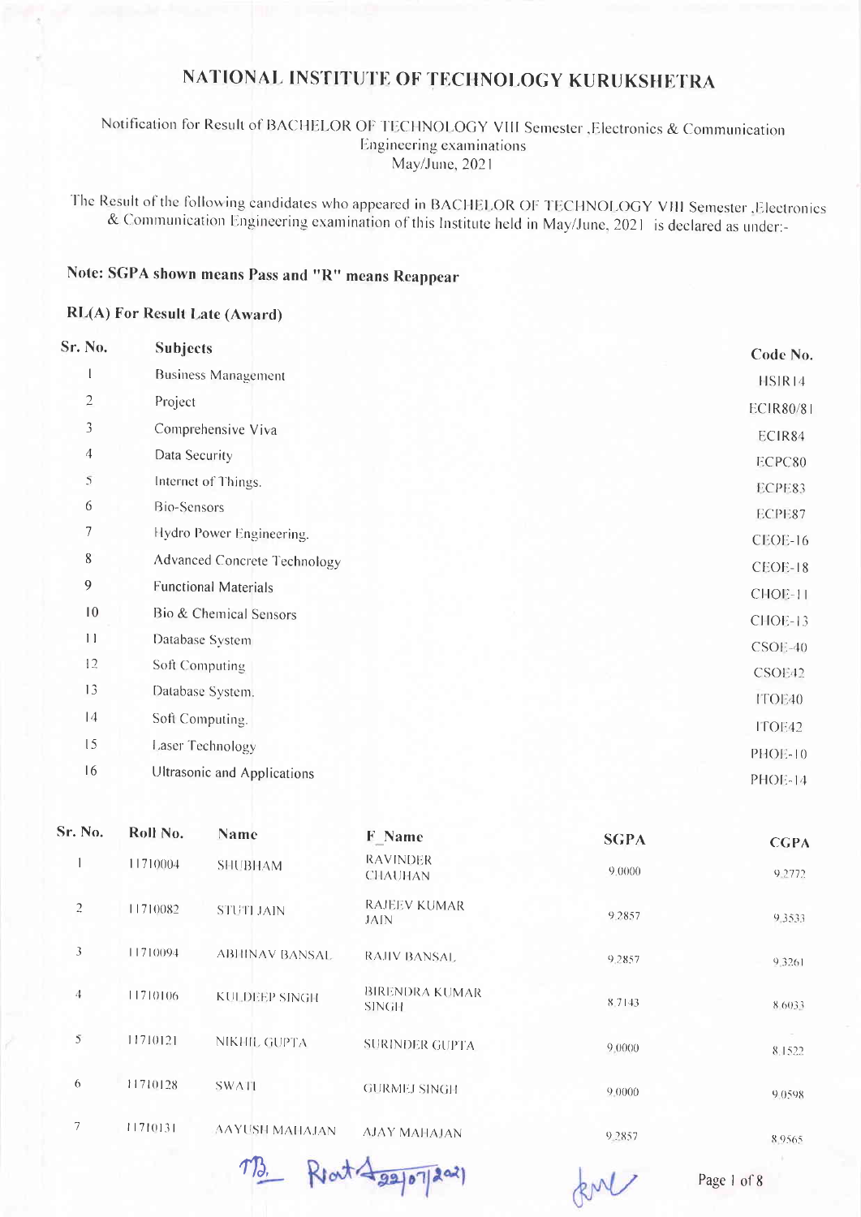# NATIONAL INSTITUTE OF TECHNOLOGY KURUKSHETRA

Notification for Result of BACHELOR OF TECHNOLOGY VIII Semester ,Electronics & Communication Engineering examinations
May/June, 2021

The Result of the following candidates who appeared in BACHELOR OF TECHNOLOGY VIII Semester ,Electronics & Communication Engineering examination of this Institute held in May/June, 2021 is declared as under:-

**Note: SGPA shown means Pass and "R" means Reappear**

**RL(A) For Result Late (Award)**

| Sr. No. | Subjects | Code No. |
|---|---|---|
| 1 | Business Management | HSIR14 |
| 2 | Project | ECIR80/81 |
| 3 | Comprehensive Viva | ECIR84 |
| 4 | Data Security | ECPC80 |
| 5 | Internet of Things. | ECPE83 |
| 6 | Bio-Sensors | ECPE87 |
| 7 | Hydro Power Engineering. | CEOE-16 |
| 8 | Advanced Concrete Technology | CEOE-18 |
| 9 | Functional Materials | CHOE-11 |
| 10 | Bio & Chemical Sensors | CHOE-13 |
| 11 | Database System | CSOE-40 |
| 12 | Soft Computing | CSOE42 |
| 13 | Database System. | ITOE40 |
| 14 | Soft Computing. | ITOE42 |
| 15 | Laser Technology | PHOE-10 |
| 16 | Ultrasonic and Applications | PHOE-14 |

| Sr. No. | Roll No. | Name | F_Name | SGPA | CGPA |
|---|---|---|---|---|---|
| 1 | 11710004 | SHUBHAM | RAVINDER CHAUHAN | 9.0000 | 9.2772 |
| 2 | 11710082 | STUTI JAIN | RAJEEV KUMAR JAIN | 9.2857 | 9.3533 |
| 3 | 11710094 | ABHINAV BANSAL | RAJIV BANSAL | 9.2857 | 9.3261 |
| 4 | 11710106 | KULDEEP SINGH | BIRENDRA KUMAR SINGH | 8.7143 | 8.6033 |
| 5 | 11710121 | NIKHIL GUPTA | SURINDER GUPTA | 9.0000 | 8.1522 |
| 6 | 11710128 | SWATI | GURMEJ SINGH | 9.0000 | 9.0598 |
| 7 | 11710131 | AAYUSH MAHAJAN | AJAY MAHAJAN | 9.2857 | 8.9565 |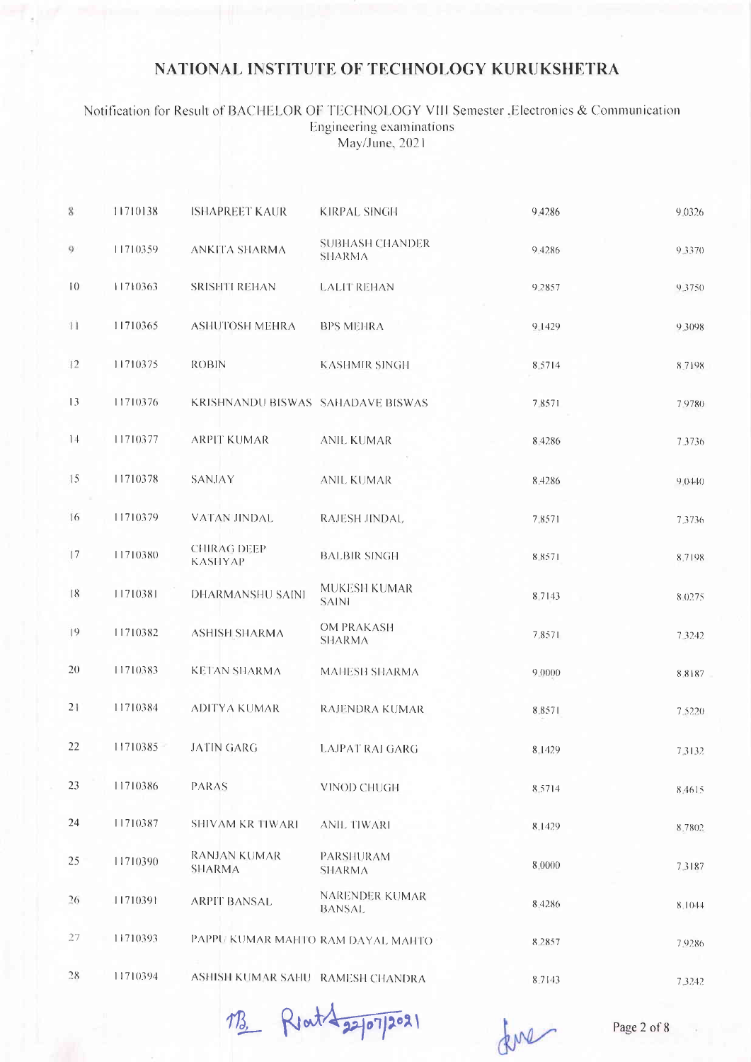# NATIONAL INSTITUTE OF TECHNOLOGY KURUKSHETRA

Notification for Result of BACHELOR OF TECHNOLOGY VIII Semester ,Electronics & Communication Engineering examinations
May/June, 2021

| | | | | | |
|---|---|---|---|---|---|
| 8 | 11710138 | ISHAPREET KAUR | KIRPAL SINGH | 9.4286 | 9.0326 |
| 9 | 11710359 | ANKITA SHARMA | SUBHASH CHANDER SHARMA | 9.4286 | 9.3370 |
| 10 | 11710363 | SRISHTI REHAN | LALIT REHAN | 9.2857 | 9.3750 |
| 11 | 11710365 | ASHUTOSH MEHRA | BPS MEHRA | 9.1429 | 9.3098 |
| 12 | 11710375 | ROBIN | KASHMIR SINGH | 8.5714 | 8.7198 |
| 13 | 11710376 | KRISHNANDU BISWAS | SAHADAVE BISWAS | 7.8571 | 7.9780 |
| 14 | 11710377 | ARPIT KUMAR | ANIL KUMAR | 8.4286 | 7.3736 |
| 15 | 11710378 | SANJAY | ANIL KUMAR | 8.4286 | 9.0440 |
| 16 | 11710379 | VATAN JINDAL | RAJESH JINDAL | 7.8571 | 7.3736 |
| 17 | 11710380 | CHIRAG DEEP KASHYAP | BALBIR SINGH | 8.8571 | 8.7198 |
| 18 | 11710381 | DHARMANSHU SAINI | MUKESH KUMAR SAINI | 8.7143 | 8.0275 |
| 19 | 11710382 | ASHISH SHARMA | OM PRAKASH SHARMA | 7.8571 | 7.3242 |
| 20 | 11710383 | KETAN SHARMA | MAHESH SHARMA | 9.0000 | 8.8187 |
| 21 | 11710384 | ADITYA KUMAR | RAJENDRA KUMAR | 8.8571 | 7.5220 |
| 22 | 11710385 | JATIN GARG | LAJPAT RAI GARG | 8.1429 | 7.3132 |
| 23 | 11710386 | PARAS | VINOD CHUGH | 8.5714 | 8.4615 |
| 24 | 11710387 | SHIVAM KR TIWARI | ANIL TIWARI | 8.1429 | 8.7802 |
| 25 | 11710390 | RANJAN KUMAR SHARMA | PARSHURAM SHARMA | 8.0000 | 7.3187 |
| 26 | 11710391 | ARPIT BANSAL | NARENDER KUMAR BANSAL | 8.4286 | 8.1044 |
| 27 | 11710393 | PAPPU KUMAR MAHTO | RAM DAYAL MAHTO | 8.2857 | 7.9286 |
| 28 | 11710394 | ASHISH KUMAR SAHU | RAMESH CHANDRA | 8.7143 | 7.3242 |

TB, Rout 22/07/2021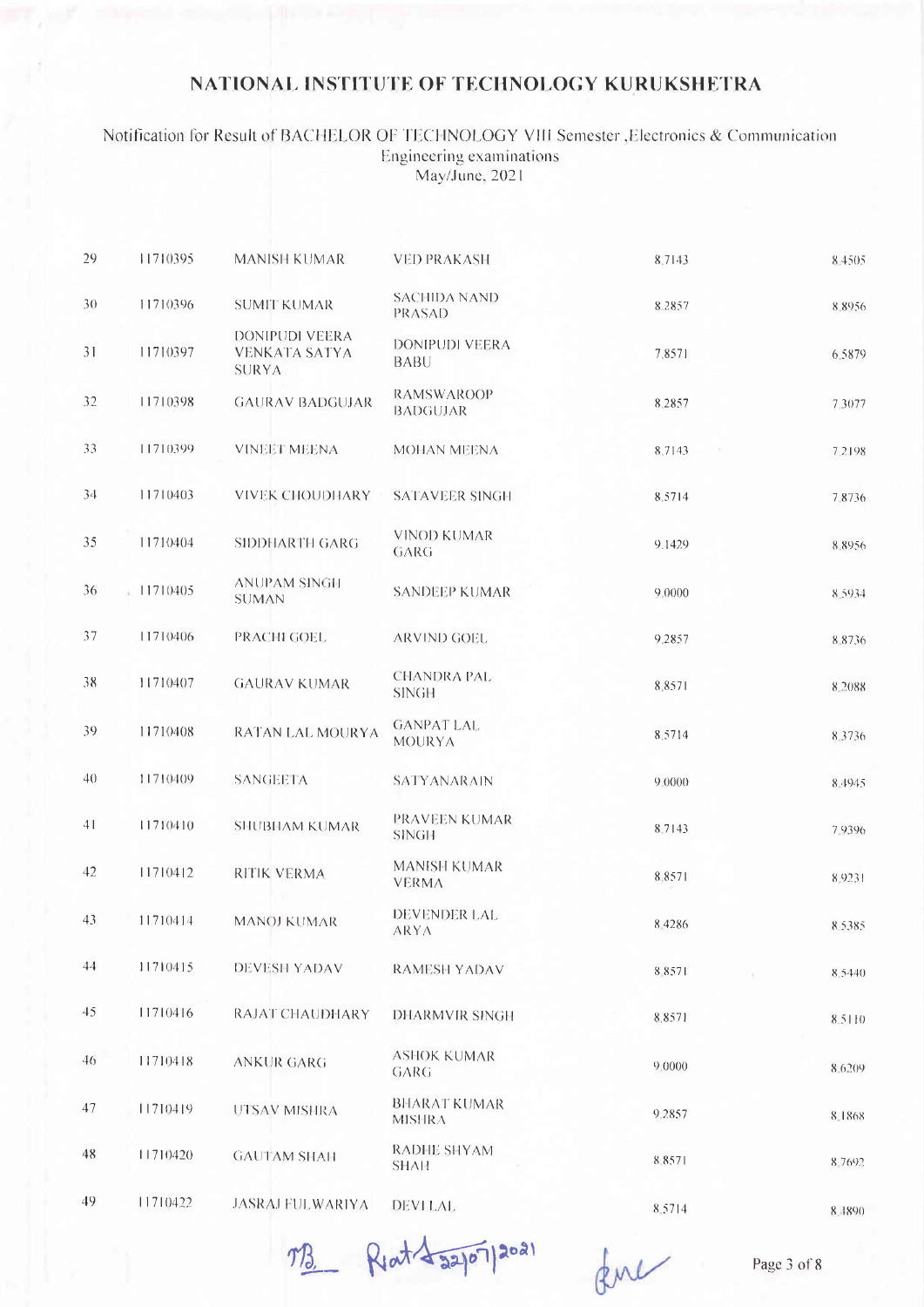# NATIONAL INSTITUTE OF TECHNOLOGY KURUKSHETRA

Notification for Result of BACHELOR OF TECHNOLOGY VIII Semester ,Electronics & Communication Engineering examinations May/June, 2021

| | | | | | |
|---|---|---|---|---|---|
| 29 | 11710395 | MANISH KUMAR | VED PRAKASH | 8.7143 | 8.4505 |
| 30 | 11710396 | SUMIT KUMAR | SACHIDA NAND PRASAD | 8.2857 | 8.8956 |
| 31 | 11710397 | DONIPUDI VEERA VENKATA SATYA SURYA | DONIPUDI VEERA BABU | 7.8571 | 6.5879 |
| 32 | 11710398 | GAURAV BADGUJAR | RAMSWAROOP BADGUJAR | 8.2857 | 7.3077 |
| 33 | 11710399 | VINEET MEENA | MOHAN MEENA | 8.7143 | 7.2198 |
| 34 | 11710403 | VIVEK CHOUDHARY | SATAVEER SINGH | 8.5714 | 7.8736 |
| 35 | 11710404 | SIDDHARTH GARG | VINOD KUMAR GARG | 9.1429 | 8.8956 |
| 36 | 11710405 | ANUPAM SINGH SUMAN | SANDEEP KUMAR | 9.0000 | 8.5934 |
| 37 | 11710406 | PRACHI GOEL | ARVIND GOEL | 9.2857 | 8.8736 |
| 38 | 11710407 | GAURAV KUMAR | CHANDRA PAL SINGH | 8.8571 | 8.2088 |
| 39 | 11710408 | RATAN LAL MOURYA | GANPAT LAL MOURYA | 8.5714 | 8.3736 |
| 40 | 11710409 | SANGEETA | SATYANARAIN | 9.0000 | 8.4945 |
| 41 | 11710410 | SHUBHAM KUMAR | PRAVEEN KUMAR SINGH | 8.7143 | 7.9396 |
| 42 | 11710412 | RITIK VERMA | MANISH KUMAR VERMA | 8.8571 | 8.9231 |
| 43 | 11710414 | MANOJ KUMAR | DEVENDER LAL ARYA | 8.4286 | 8.5385 |
| 44 | 11710415 | DEVESH YADAV | RAMESH YADAV | 8.8571 | 8.5440 |
| 45 | 11710416 | RAJAT CHAUDHARY | DHARMVIR SINGH | 8.8571 | 8.5110 |
| 46 | 11710418 | ANKUR GARG | ASHOK KUMAR GARG | 9.0000 | 8.6209 |
| 47 | 11710419 | UTSAV MISHRA | BHARAT KUMAR MISHRA | 9.2857 | 8.1868 |
| 48 | 11710420 | GAUTAM SHAH | RADHE SHYAM SHAH | 8.8571 | 8.7692 |
| 49 | 11710422 | JASRAJ FULWARIYA | DEVI LAL | 8.5714 | 8.1890 |

MB Rat 22/07/2021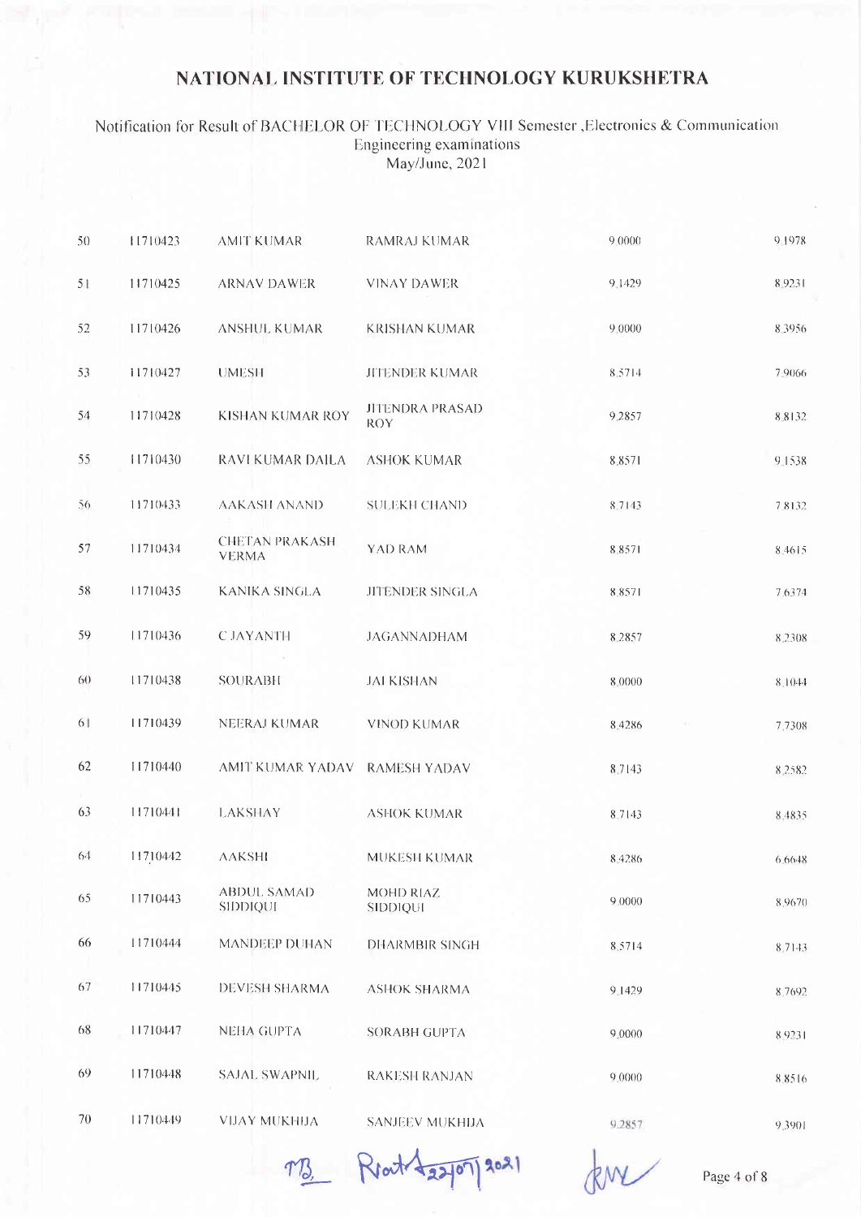# NATIONAL INSTITUTE OF TECHNOLOGY KURUKSHETRA

Notification for Result of BACHELOR OF TECHNOLOGY VIII Semester ,Electronics & Communication Engineering examinations
May/June, 2021

| | | | | | |
|---|---|---|---|---|---|
| 50 | 11710423 | AMIT KUMAR | RAMRAJ KUMAR | 9.0000 | 9.1978 |
| 51 | 11710425 | ARNAV DAWER | VINAY DAWER | 9.1429 | 8.9231 |
| 52 | 11710426 | ANSHUL KUMAR | KRISHAN KUMAR | 9.0000 | 8.3956 |
| 53 | 11710427 | UMESH | JITENDER KUMAR | 8.5714 | 7.9066 |
| 54 | 11710428 | KISHAN KUMAR ROY | JITENDRA PRASAD ROY | 9.2857 | 8.8132 |
| 55 | 11710430 | RAVI KUMAR DAILA | ASHOK KUMAR | 8.8571 | 9.1538 |
| 56 | 11710433 | AAKASH ANAND | SULEKH CHAND | 8.7143 | 7.8132 |
| 57 | 11710434 | CHETAN PRAKASH VERMA | YAD RAM | 8.8571 | 8.4615 |
| 58 | 11710435 | KANIKA SINGLA | JITENDER SINGLA | 8.8571 | 7.6374 |
| 59 | 11710436 | C JAYANTH | JAGANNADHAM | 8.2857 | 8.2308 |
| 60 | 11710438 | SOURABH | JAI KISHAN | 8.0000 | 8.1044 |
| 61 | 11710439 | NEERAJ KUMAR | VINOD KUMAR | 8.4286 | 7.7308 |
| 62 | 11710440 | AMIT KUMAR YADAV | RAMESH YADAV | 8.7143 | 8.2582 |
| 63 | 11710441 | LAKSHAY | ASHOK KUMAR | 8.7143 | 8.4835 |
| 64 | 11710442 | AAKSHI | MUKESH KUMAR | 8.4286 | 6.6648 |
| 65 | 11710443 | ABDUL SAMAD SIDDIQUI | MOHD RIAZ SIDDIQUI | 9.0000 | 8.9670 |
| 66 | 11710444 | MANDEEP DUHAN | DHARMBIR SINGH | 8.5714 | 8.7143 |
| 67 | 11710445 | DEVESH SHARMA | ASHOK SHARMA | 9.1429 | 8.7692 |
| 68 | 11710447 | NEHA GUPTA | SORABH GUPTA | 9.0000 | 8.9231 |
| 69 | 11710448 | SAJAL SWAPNIL | RAKESH RANJAN | 9.0000 | 8.8516 |
| 70 | 11710449 | VIJAY MUKHIJA | SANJEEV MUKHIJA | 9.2857 | 9.3901 |

MB Rrat 22/07/2021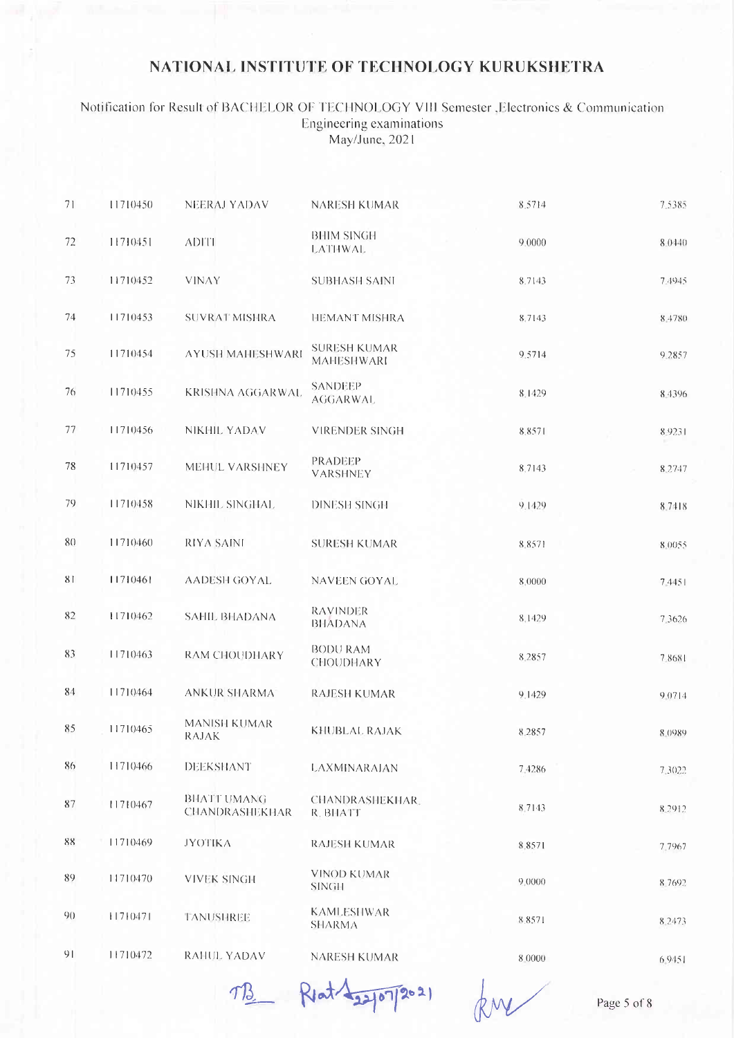# NATIONAL INSTITUTE OF TECHNOLOGY KURUKSHETRA

Notification for Result of BACHELOR OF TECHNOLOGY VIII Semester ,Electronics & Communication Engineering examinations
May/June, 2021

| | | | | | |
|---|---|---|---|---|---|
| 71 | 11710450 | NEERAJ YADAV | NARESH KUMAR | 8.5714 | 7.5385 |
| 72 | 11710451 | ADITI | BHIM SINGH LATHWAL | 9.0000 | 8.0440 |
| 73 | 11710452 | VINAY | SUBHASH SAINI | 8.7143 | 7.4945 |
| 74 | 11710453 | SUVRAT MISHRA | HEMANT MISHRA | 8.7143 | 8.4780 |
| 75 | 11710454 | AYUSH MAHESHWARI | SURESH KUMAR MAHESHWARI | 9.5714 | 9.2857 |
| 76 | 11710455 | KRISHNA AGGARWAL | SANDEEP AGGARWAL | 8.1429 | 8.4396 |
| 77 | 11710456 | NIKHIL YADAV | VIRENDER SINGH | 8.8571 | 8.9231 |
| 78 | 11710457 | MEHUL VARSHNEY | PRADEEP VARSHNEY | 8.7143 | 8.2747 |
| 79 | 11710458 | NIKHIL SINGHAL | DINESH SINGH | 9.1429 | 8.7418 |
| 80 | 11710460 | RIYA SAINI | SURESH KUMAR | 8.8571 | 8.0055 |
| 81 | 11710461 | AADESH GOYAL | NAVEEN GOYAL | 8.0000 | 7.4451 |
| 82 | 11710462 | SAHIL BHADANA | RAVINDER BHADANA | 8.1429 | 7.3626 |
| 83 | 11710463 | RAM CHOUDHARY | BODU RAM CHOUDHARY | 8.2857 | 7.8681 |
| 84 | 11710464 | ANKUR SHARMA | RAJESH KUMAR | 9.1429 | 9.0714 |
| 85 | 11710465 | MANISH KUMAR RAJAK | KHUBLAL RAJAK | 8.2857 | 8.0989 |
| 86 | 11710466 | DEEKSHANT | LAXMINARAIAN | 7.4286 | 7.3022 |
| 87 | 11710467 | BHATT UMANG CHANDRASHEKHAR | CHANDRASHEKHAR R BHATT | 8.7143 | 8.2912 |
| 88 | 11710469 | JYOTIKA | RAJESH KUMAR | 8.8571 | 7.7967 |
| 89 | 11710470 | VIVEK SINGH | VINOD KUMAR SINGH | 9.0000 | 8.7692 |
| 90 | 11710471 | TANUSHREE | KAMLESHWAR SHARMA | 8.8571 | 8.2473 |
| 91 | 11710472 | RAHUL YADAV | NARESH KUMAR | 8.0000 | 6.9451 |

TB Rlat 22/07/2021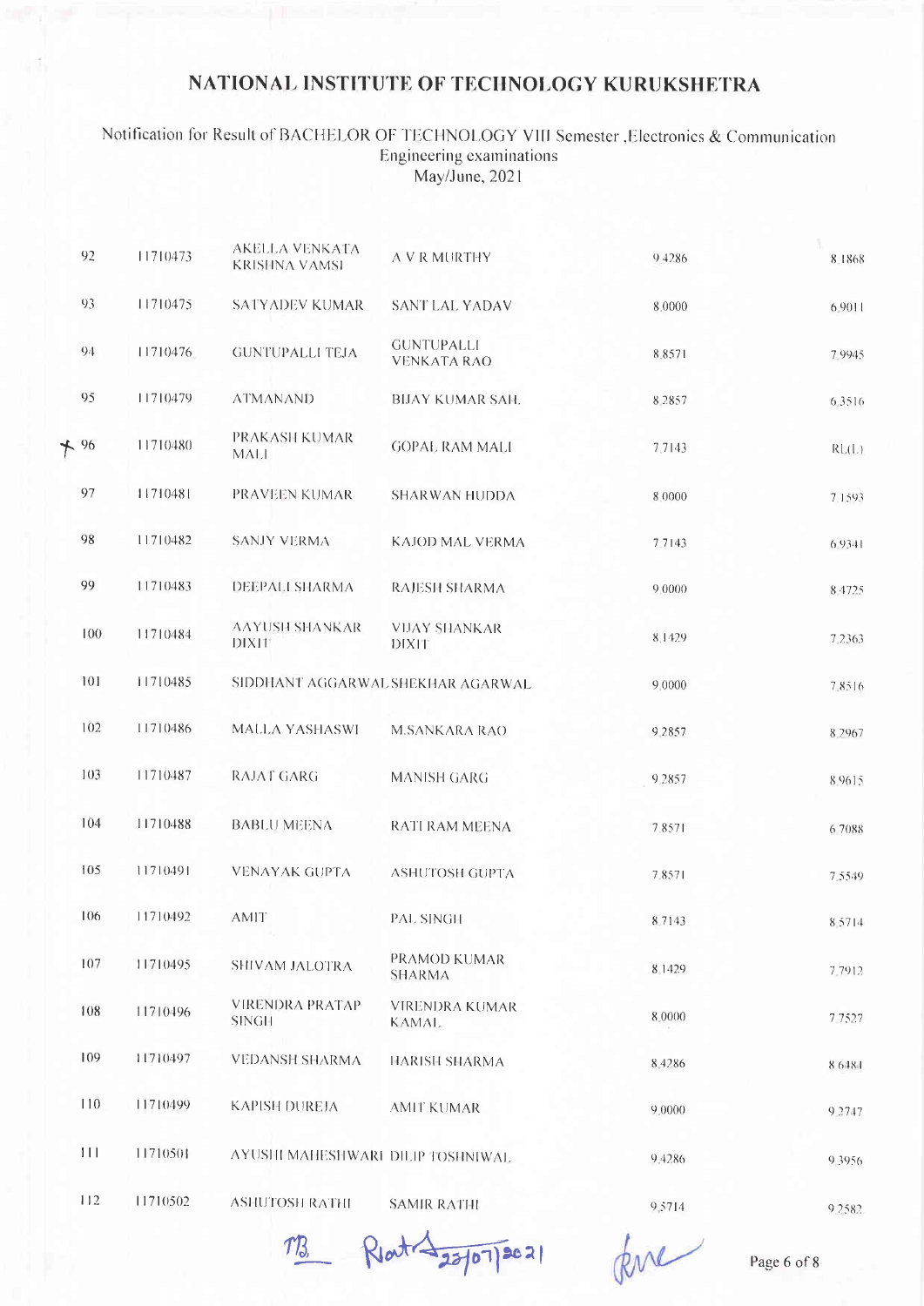# NATIONAL INSTITUTE OF TECHNOLOGY KURUKSHETRA

Notification for Result of BACHELOR OF TECHNOLOGY VIII Semester ,Electronics & Communication Engineering examinations
May/June, 2021

| | | | | | |
|---|---|---|---|---|---|
| 92 | 11710473 | AKELLA VENKATA KRISHNA VAMSI | A V R MURTHY | 9.4286 | 8.1868 |
| 93 | 11710475 | SATYADEV KUMAR | SANT LAL YADAV | 8.0000 | 6.9011 |
| 94 | 11710476 | GUNTUPALLI TEJA | GUNTUPALLI VENKATA RAO | 8.8571 | 7.9945 |
| 95 | 11710479 | ATMANAND | BIJAY KUMAR SAH | 8.2857 | 6.3516 |
| 96 | 11710480 | PRAKASH KUMAR MALI | GOPAL RAM MALI | 7.7143 | RL(L) |
| 97 | 11710481 | PRAVEEN KUMAR | SHARWAN HUDDA | 8.0000 | 7.1593 |
| 98 | 11710482 | SANJY VERMA | KAJOD MAL VERMA | 7.7143 | 6.9341 |
| 99 | 11710483 | DEEPALI SHARMA | RAJESH SHARMA | 9.0000 | 8.4725 |
| 100 | 11710484 | AAYUSH SHANKAR DIXIT | VIJAY SHANKAR DIXIT | 8.1429 | 7.2363 |
| 101 | 11710485 | SIDDHANT AGGARWAL | SHEKHAR AGARWAL | 9.0000 | 7.8516 |
| 102 | 11710486 | MALLA YASHASWI | M.SANKARA RAO | 9.2857 | 8.2967 |
| 103 | 11710487 | RAJAT GARG | MANISH GARG | 9.2857 | 8.9615 |
| 104 | 11710488 | BABLU MEENA | RATI RAM MEENA | 7.8571 | 6.7088 |
| 105 | 11710491 | VENAYAK GUPTA | ASHUTOSH GUPTA | 7.8571 | 7.5549 |
| 106 | 11710492 | AMIT | PAL SINGH | 8.7143 | 8.5714 |
| 107 | 11710495 | SHIVAM JALOTRA | PRAMOD KUMAR SHARMA | 8.1429 | 7.7912 |
| 108 | 11710496 | VIRENDRA PRATAP SINGH | VIRENDRA KUMAR KAMAL | 8.0000 | 7.7527 |
| 109 | 11710497 | VEDANSH SHARMA | HARISH SHARMA | 8.4286 | 8.6484 |
| 110 | 11710499 | KAPISH DUREJA | AMIT KUMAR | 9.0000 | 9.2747 |
| 111 | 11710501 | AYUSHI MAHESHWARI | DILIP TOSHNIWAL | 9.4286 | 9.3956 |
| 112 | 11710502 | ASHUTOSH RATHI | SAMIR RATHI | 9.5714 | 9.2582 |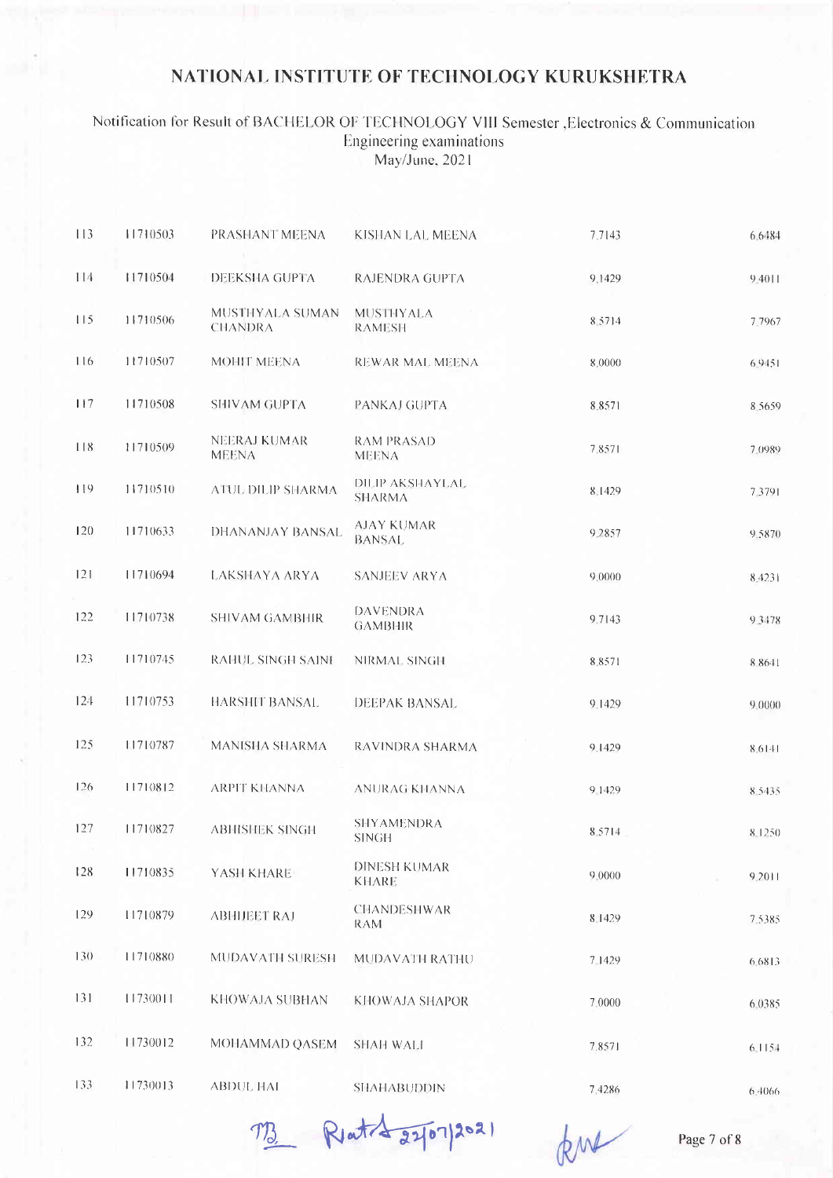# NATIONAL INSTITUTE OF TECHNOLOGY KURUKSHETRA

Notification for Result of BACHELOR OF TECHNOLOGY VIII Semester ,Electronics & Communication Engineering examinations
May/June, 2021

| | | | | | |
|---|---|---|---|---|---|
| 113 | 11710503 | PRASHANT MEENA | KISHAN LAL MEENA | 7.7143 | 6.6484 |
| 114 | 11710504 | DEEKSHA GUPTA | RAJENDRA GUPTA | 9.1429 | 9.4011 |
| 115 | 11710506 | MUSTHYALA SUMAN CHANDRA | MUSTHYALA RAMESH | 8.5714 | 7.7967 |
| 116 | 11710507 | MOHIT MEENA | REWAR MAL MEENA | 8.0000 | 6.9451 |
| 117 | 11710508 | SHIVAM GUPTA | PANKAJ GUPTA | 8.8571 | 8.5659 |
| 118 | 11710509 | NEERAJ KUMAR MEENA | RAM PRASAD MEENA | 7.8571 | 7.0989 |
| 119 | 11710510 | ATUL DILIP SHARMA | DILIP AKSHAYLAL SHARMA | 8.1429 | 7.3791 |
| 120 | 11710633 | DHANANJAY BANSAL | AJAY KUMAR BANSAL | 9.2857 | 9.5870 |
| 121 | 11710694 | LAKSHAYA ARYA | SANJEEV ARYA | 9.0000 | 8.4231 |
| 122 | 11710738 | SHIVAM GAMBHIR | DAVENDRA GAMBHIR | 9.7143 | 9.3478 |
| 123 | 11710745 | RAHUL SINGH SAINI | NIRMAL SINGH | 8.8571 | 8.8641 |
| 124 | 11710753 | HARSHIT BANSAL | DEEPAK BANSAL | 9.1429 | 9.0000 |
| 125 | 11710787 | MANISHA SHARMA | RAVINDRA SHARMA | 9.1429 | 8.6141 |
| 126 | 11710812 | ARPIT KHANNA | ANURAG KHANNA | 9.1429 | 8.5435 |
| 127 | 11710827 | ABHISHEK SINGH | SHYAMENDRA SINGH | 8.5714 | 8.1250 |
| 128 | 11710835 | YASH KHARE | DINESH KUMAR KHARE | 9.0000 | 9.2011 |
| 129 | 11710879 | ABHIJEET RAJ | CHANDESHWAR RAM | 8.1429 | 7.5385 |
| 130 | 11710880 | MUDAVATH SURESH | MUDAVATH RATHU | 7.1429 | 6.6813 |
| 131 | 11730011 | KHOWAJA SUBHAN | KHOWAJA SHAPOR | 7.0000 | 6.0385 |
| 132 | 11730012 | MOHAMMAD QASEM | SHAH WALI | 7.8571 | 6.1154 |
| 133 | 11730013 | ABDUL HAI | SHAHABUDDIN | 7.4286 | 6.4066 |

TB Rated 22/07/2021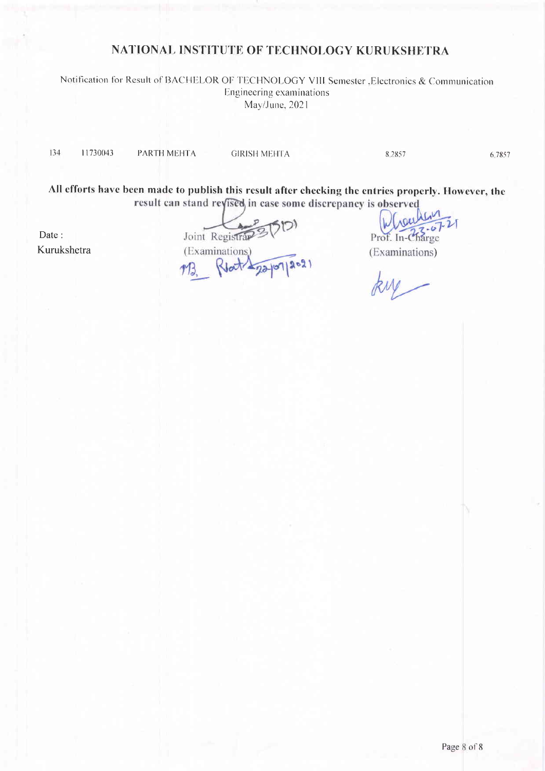# NATIONAL INSTITUTE OF TECHNOLOGY KURUKSHETRA

Notification for Result of BACHELOR OF TECHNOLOGY VIII Semester ,Electronics & Communication Engineering examinations
May/June, 2021

| | | | | | |
|---|---|---|---|---|---|
| 134 | 11730043 | PARTH MEHTA | GIRISH MEHTA | 8.2857 | 6.7857 |

**All efforts have been made to publish this result after checking the entries properly. However, the result can stand revised in case some discrepancy is observed**

Date :
Kurukshetra

Joint Registrar
(Examinations)

Prof. In-Charge
(Examinations)